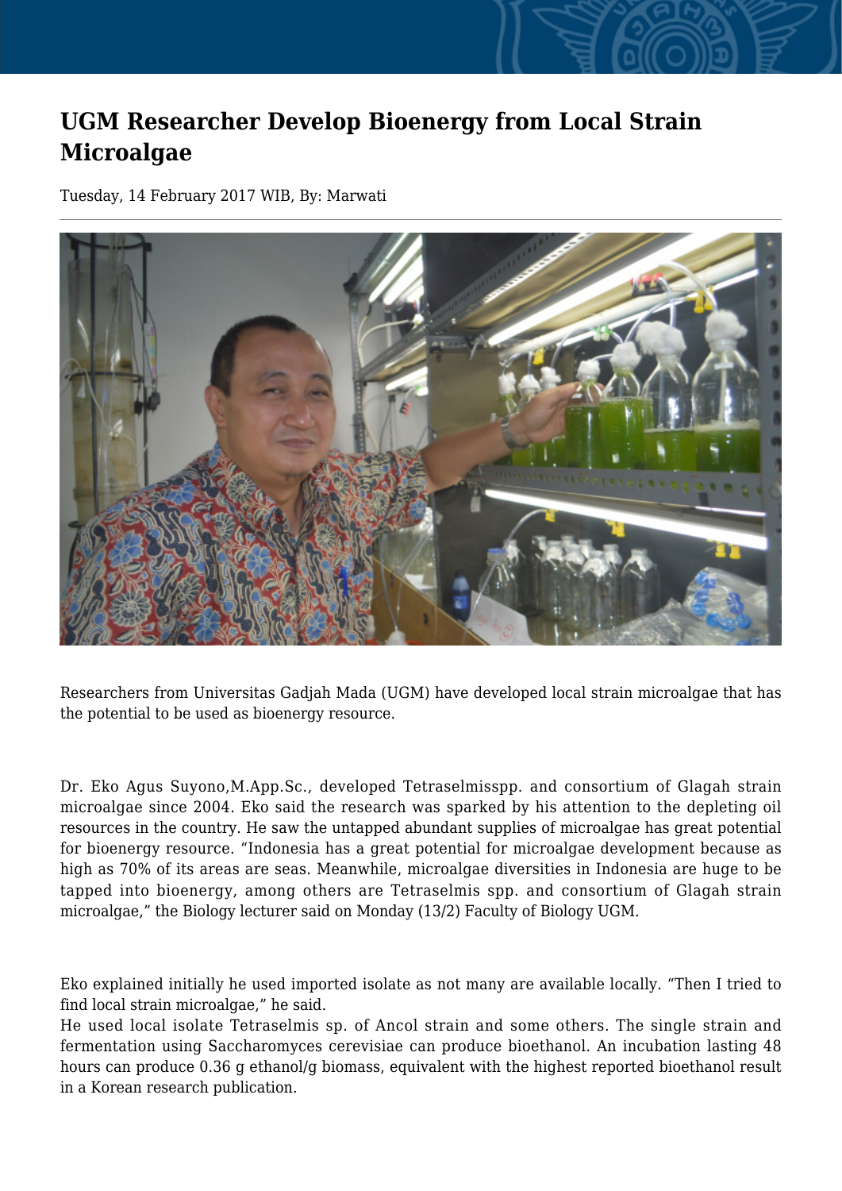# UGM Researcher Develop Bioenergy from Local Strain Microalgae

Tuesday, 14 February 2017 WIB, By: Marwati

Researchers from Universitas Gadjah Mada (UGM) have developed local strain microalgae that has the potential to be used as bioenergy resource.

Dr. Eko Agus Suyono,M.App.Sc., developed Tetraselmisspp. and consortium of Glagah strain microalgae since 2004. Eko said the research was sparked by his attention to the depleting oil resources in the country. He saw the untapped abundant supplies of microalgae has great potential for bioenergy resource. “Indonesia has a great potential for microalgae development because as high as 70% of its areas are seas. Meanwhile, microalgae diversities in Indonesia are huge to be tapped into bioenergy, among others are Tetraselmis spp. and consortium of Glagah strain microalgae,” the Biology lecturer said on Monday (13/2) Faculty of Biology UGM.

Eko explained initially he used imported isolate as not many are available locally. “Then I tried to find local strain microalgae,” he said.
He used local isolate Tetraselmis sp. of Ancol strain and some others. The single strain and fermentation using Saccharomyces cerevisiae can produce bioethanol. An incubation lasting 48 hours can produce 0.36 g ethanol/g biomass, equivalent with the highest reported bioethanol result in a Korean research publication.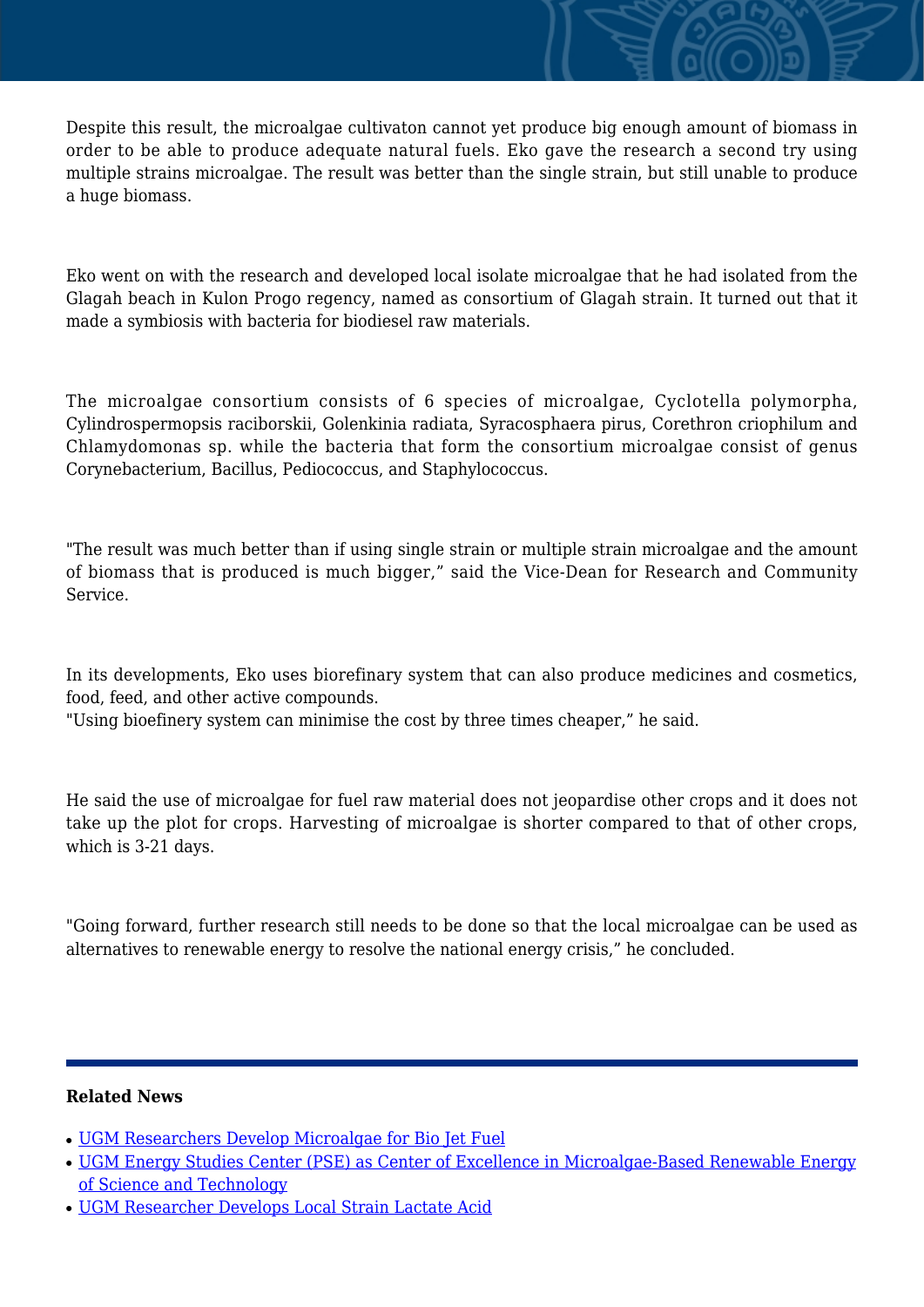Despite this result, the microalgae cultivaton cannot yet produce big enough amount of biomass in order to be able to produce adequate natural fuels. Eko gave the research a second try using multiple strains microalgae. The result was better than the single strain, but still unable to produce a huge biomass.

Eko went on with the research and developed local isolate microalgae that he had isolated from the Glagah beach in Kulon Progo regency, named as consortium of Glagah strain. It turned out that it made a symbiosis with bacteria for biodiesel raw materials.

The microalgae consortium consists of 6 species of microalgae, Cyclotella polymorpha, Cylindrospermopsis raciborskii, Golenkinia radiata, Syracosphaera pirus, Corethron criophilum and Chlamydomonas sp. while the bacteria that form the consortium microalgae consist of genus Corynebacterium, Bacillus, Pediococcus, and Staphylococcus.

"The result was much better than if using single strain or multiple strain microalgae and the amount of biomass that is produced is much bigger," said the Vice-Dean for Research and Community Service.

In its developments, Eko uses biorefinary system that can also produce medicines and cosmetics, food, feed, and other active compounds.
"Using bioefinery system can minimise the cost by three times cheaper," he said.

He said the use of microalgae for fuel raw material does not jeopardise other crops and it does not take up the plot for crops. Harvesting of microalgae is shorter compared to that of other crops, which is 3-21 days.

"Going forward, further research still needs to be done so that the local microalgae can be used as alternatives to renewable energy to resolve the national energy crisis," he concluded.

---

**Related News**

- UGM Researchers Develop Microalgae for Bio Jet Fuel
- UGM Energy Studies Center (PSE) as Center of Excellence in Microalgae-Based Renewable Energy of Science and Technology
- UGM Researcher Develops Local Strain Lactate Acid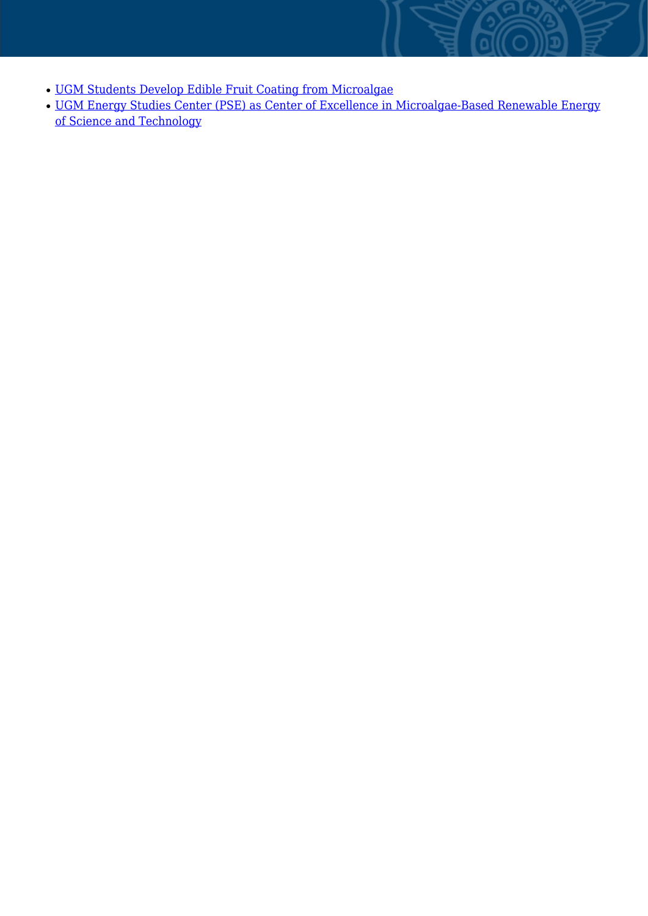- UGM Students Develop Edible Fruit Coating from Microalgae
- UGM Energy Studies Center (PSE) as Center of Excellence in Microalgae-Based Renewable Energy of Science and Technology